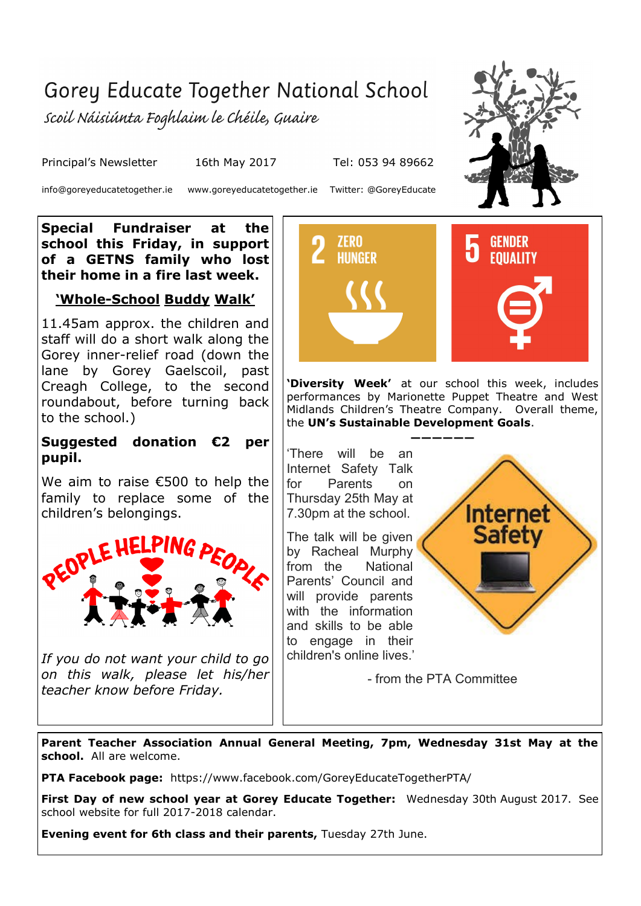# Gorey Educate Together National School

*Scoil Náisiúnta Foghlaim le Chéile, Guaire*

Principal's Newsletter 16th May 2017 Tel: 053 94 89662

info@goreyeducatetogether.ie www.goreyeducatetogether.ie Twitter: @GoreyEducate

**Special Fundraiser at the school this Friday, in support of a GETNS family who lost their home in a fire last week.**

**'Whole-School Buddy Walk'**

11.45am approx. the children and staff will do a short walk along the Gorey inner-relief road (down the lane by Gorey Gaelscoil, past Creagh College, to the second roundabout, before turning back to the school.)

**Suggested donation €2 per pupil.**

We aim to raise €500 to help the family to replace some of the children's belongings.

PEOPLE HELPING PEOPLE

*If you do not want your child to go on this walk, please let his/her teacher know before Friday.*

2 ZERO HUNGER

5 GENDER EQUALITY

**'Diversity Week'** at our school this week, includes performances by Marionette Puppet Theatre and West Midlands Children's Theatre Company. Overall theme, the **UN's Sustainable Development Goals**.

——————

'There will be an Internet Safety Talk for Parents on Thursday 25th May at 7.30pm at the school.

The talk will be given by Racheal Murphy from the National Parents' Council and will provide parents with the information and skills to be able to engage in their children's online lives.'

Internet Safety

- from the PTA Committee

**Parent Teacher Association Annual General Meeting, 7pm, Wednesday 31st May at the school.** All are welcome.

**PTA Facebook page:** https://www.facebook.com/GoreyEducateTogetherPTA/

**First Day of new school year at Gorey Educate Together:** Wednesday 30th August 2017. See school website for full 2017-2018 calendar.

**Evening event for 6th class and their parents,** Tuesday 27th June.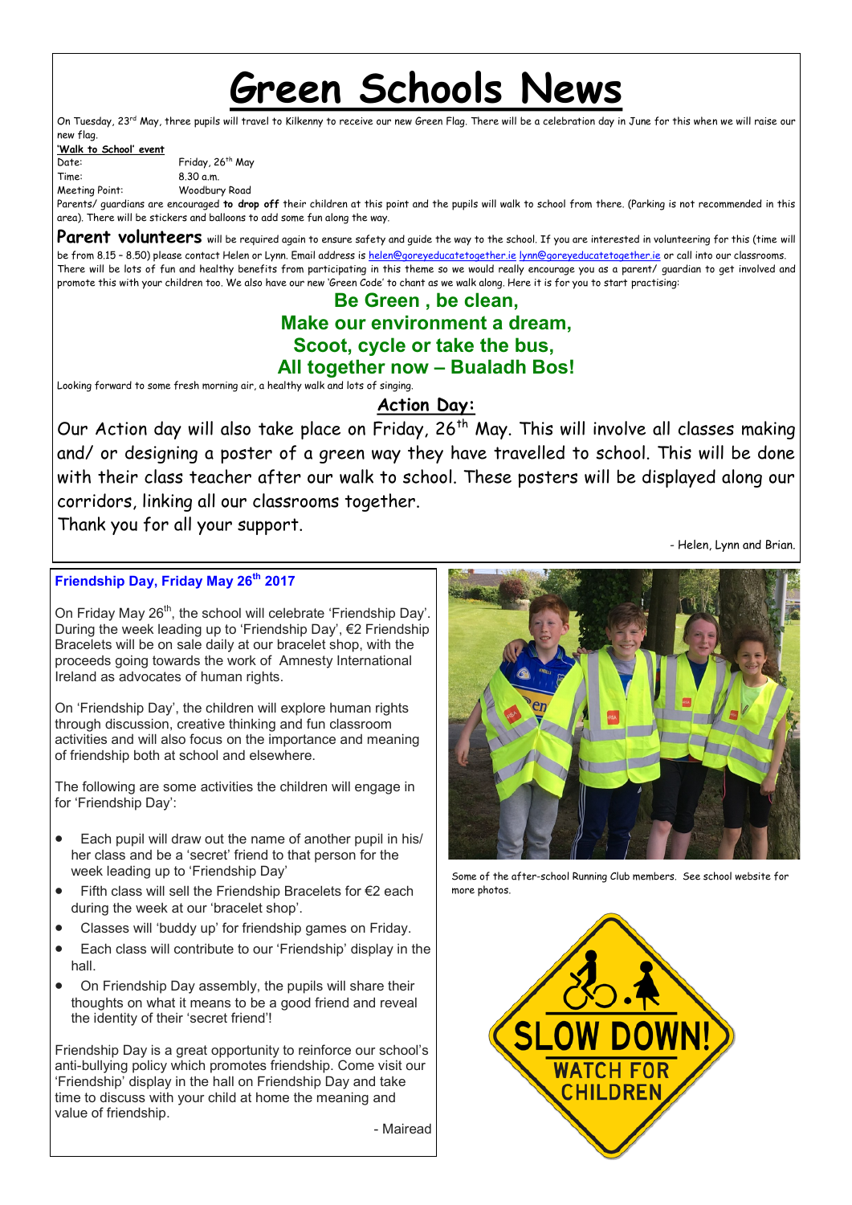# Green Schools News

On Tuesday, 23rd May, three pupils will travel to Kilkenny to receive our new Green Flag. There will be a celebration day in June for this when we will raise our new flag.

**'Walk to School' event**

Date: Friday, 26th May
Time: 8.30 a.m.
Meeting Point: Woodbury Road

Parents/ guardians are encouraged **to drop off** their children at this point and the pupils will walk to school from there. (Parking is not recommended in this area). There will be stickers and balloons to add some fun along the way.

**Parent volunteers** will be required again to ensure safety and guide the way to the school. If you are interested in volunteering for this (time will be from 8.15 – 8.50) please contact Helen or Lynn. Email address is helen@goreyeducatetogether.ie lynn@goreyeducatetogether.ie or call into our classrooms. There will be lots of fun and healthy benefits from participating in this theme so we would really encourage you as a parent/ guardian to get involved and promote this with your children too. We also have our new 'Green Code' to chant as we walk along. Here it is for you to start practising:

**Be Green , be clean,**
**Make our environment a dream,**
**Scoot, cycle or take the bus,**
**All together now – Bualadh Bos!**

Looking forward to some fresh morning air, a healthy walk and lots of singing.

## Action Day:

Our Action day will also take place on Friday, 26th May. This will involve all classes making and/ or designing a poster of a green way they have travelled to school. This will be done with their class teacher after our walk to school. These posters will be displayed along our corridors, linking all our classrooms together.

Thank you for all your support.

- Helen, Lynn and Brian.

### Friendship Day, Friday May 26th 2017

On Friday May 26th, the school will celebrate 'Friendship Day'. During the week leading up to 'Friendship Day', €2 Friendship Bracelets will be on sale daily at our bracelet shop, with the proceeds going towards the work of Amnesty International Ireland as advocates of human rights.

On 'Friendship Day', the children will explore human rights through discussion, creative thinking and fun classroom activities and will also focus on the importance and meaning of friendship both at school and elsewhere.

The following are some activities the children will engage in for 'Friendship Day':

- Each pupil will draw out the name of another pupil in his/ her class and be a 'secret' friend to that person for the week leading up to 'Friendship Day'
- Fifth class will sell the Friendship Bracelets for €2 each during the week at our 'bracelet shop'.
- Classes will 'buddy up' for friendship games on Friday.
- Each class will contribute to our 'Friendship' display in the hall.
- On Friendship Day assembly, the pupils will share their thoughts on what it means to be a good friend and reveal the identity of their 'secret friend'!

Friendship Day is a great opportunity to reinforce our school's anti-bullying policy which promotes friendship. Come visit our 'Friendship' display in the hall on Friendship Day and take time to discuss with your child at home the meaning and value of friendship.

- Mairead

Some of the after-school Running Club members. See school website for more photos.

SLOW DOWN! WATCH FOR CHILDREN